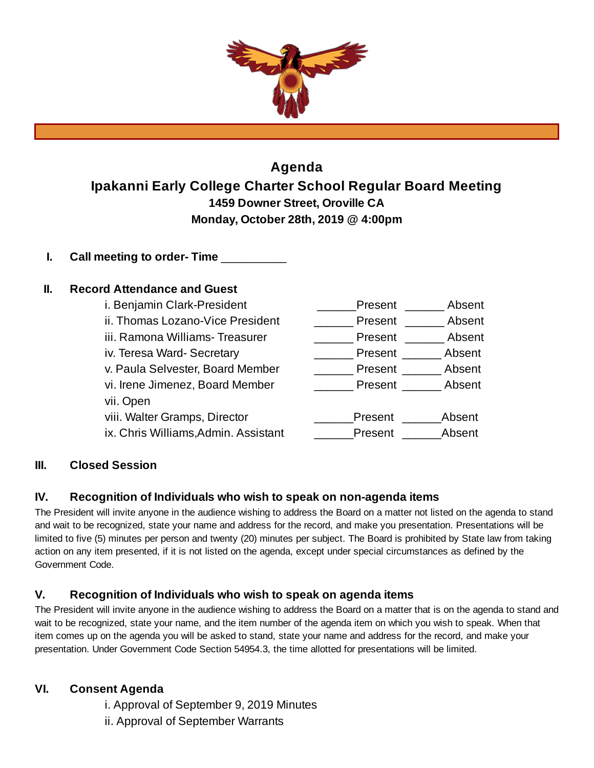# Agenda

## Ipakanni Early College Charter School Regular Board Meeting

**1459 Downer Street, Oroville CA**

**Monday, October 28th, 2019 @ 4:00pm**

**I. Call meeting to order- Time __________**

**II. Record Attendance and Guest**

| | | |
|---|---|---|
| i. Benjamin Clark-President | ______Present | ______ Absent |
| ii. Thomas Lozano-Vice President | ______ Present | ______ Absent |
| iii. Ramona Williams- Treasurer | ______ Present | ______ Absent |
| iv. Teresa Ward- Secretary | ______ Present | ______ Absent |
| v. Paula Selvester, Board Member | ______ Present | ______ Absent |
| vi. Irene Jimenez, Board Member | ______ Present | ______ Absent |
| vii. Open | | |
| viii. Walter Gramps, Director | ______Present | ______Absent |
| ix. Chris Williams,Admin. Assistant | ______Present | ______Absent |

**III. Closed Session**

**IV. Recognition of Individuals who wish to speak on non-agenda items**

The President will invite anyone in the audience wishing to address the Board on a matter not listed on the agenda to stand and wait to be recognized, state your name and address for the record, and make you presentation. Presentations will be limited to five (5) minutes per person and twenty (20) minutes per subject. The Board is prohibited by State law from taking action on any item presented, if it is not listed on the agenda, except under special circumstances as defined by the Government Code.

**V. Recognition of Individuals who wish to speak on agenda items**

The President will invite anyone in the audience wishing to address the Board on a matter that is on the agenda to stand and wait to be recognized, state your name, and the item number of the agenda item on which you wish to speak. When that item comes up on the agenda you will be asked to stand, state your name and address for the record, and make your presentation. Under Government Code Section 54954.3, the time allotted for presentations will be limited.

**VI. Consent Agenda**

i. Approval of September 9, 2019 Minutes

ii. Approval of September Warrants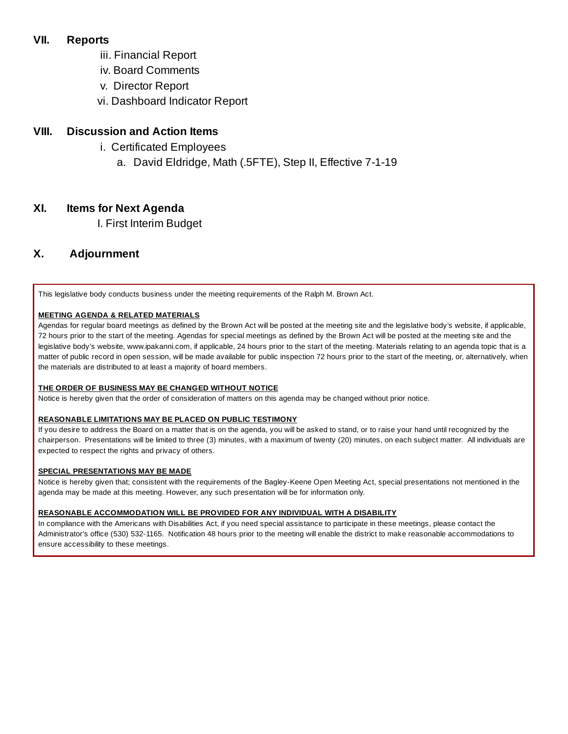## VII. Reports

iii. Financial Report
iv. Board Comments
v. Director Report
vi. Dashboard Indicator Report

## VIII. Discussion and Action Items

i. Certificated Employees
   a. David Eldridge, Math (.5FTE), Step II, Effective 7-1-19

## XI. Items for Next Agenda

I. First Interim Budget

## X. Adjournment

This legislative body conducts business under the meeting requirements of the Ralph M. Brown Act.

**MEETING AGENDA & RELATED MATERIALS**
Agendas for regular board meetings as defined by the Brown Act will be posted at the meeting site and the legislative body's website, if applicable, 72 hours prior to the start of the meeting. Agendas for special meetings as defined by the Brown Act will be posted at the meeting site and the legislative body's website, www.ipakanni.com, if applicable, 24 hours prior to the start of the meeting. Materials relating to an agenda topic that is a matter of public record in open session, will be made available for public inspection 72 hours prior to the start of the meeting, or, alternatively, when the materials are distributed to at least a majority of board members.

**THE ORDER OF BUSINESS MAY BE CHANGED WITHOUT NOTICE**
Notice is hereby given that the order of consideration of matters on this agenda may be changed without prior notice.

**REASONABLE LIMITATIONS MAY BE PLACED ON PUBLIC TESTIMONY**
If you desire to address the Board on a matter that is on the agenda, you will be asked to stand, or to raise your hand until recognized by the chairperson. Presentations will be limited to three (3) minutes, with a maximum of twenty (20) minutes, on each subject matter. All individuals are expected to respect the rights and privacy of others.

**SPECIAL PRESENTATIONS MAY BE MADE**
Notice is hereby given that; consistent with the requirements of the Bagley-Keene Open Meeting Act, special presentations not mentioned in the agenda may be made at this meeting. However, any such presentation will be for information only.

**REASONABLE ACCOMMODATION WILL BE PROVIDED FOR ANY INDIVIDUAL WITH A DISABILITY**
In compliance with the Americans with Disabilities Act, if you need special assistance to participate in these meetings, please contact the Administrator's office (530) 532-1165. Notification 48 hours prior to the meeting will enable the district to make reasonable accommodations to ensure accessibility to these meetings.